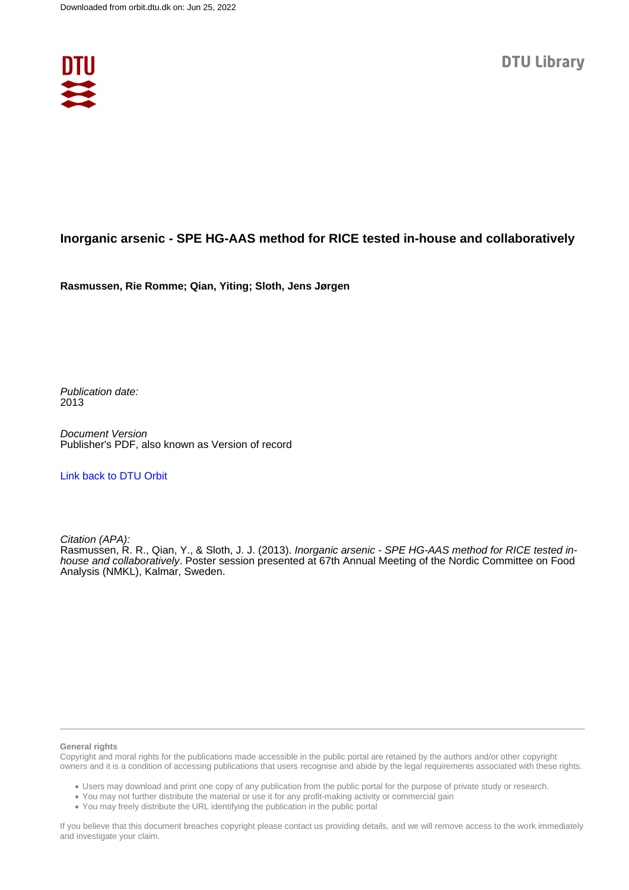Downloaded from orbit.dtu.dk on: Jun 25, 2022

DTU Library

# Inorganic arsenic - SPE HG-AAS method for RICE tested in-house and collaboratively

**Rasmussen, Rie Romme; Qian, Yiting; Sloth, Jens Jørgen**

*Publication date:*
2013

*Document Version*
Publisher's PDF, also known as Version of record

[Link back to DTU Orbit](#)

*Citation (APA):*
Rasmussen, R. R., Qian, Y., & Sloth, J. J. (2013). *Inorganic arsenic - SPE HG-AAS method for RICE tested in-house and collaboratively*. Poster session presented at 67th Annual Meeting of the Nordic Committee on Food Analysis (NMKL), Kalmar, Sweden.

---

**General rights**

Copyright and moral rights for the publications made accessible in the public portal are retained by the authors and/or other copyright owners and it is a condition of accessing publications that users recognise and abide by the legal requirements associated with these rights.

- Users may download and print one copy of any publication from the public portal for the purpose of private study or research.
- You may not further distribute the material or use it for any profit-making activity or commercial gain
- You may freely distribute the URL identifying the publication in the public portal

If you believe that this document breaches copyright please contact us providing details, and we will remove access to the work immediately and investigate your claim.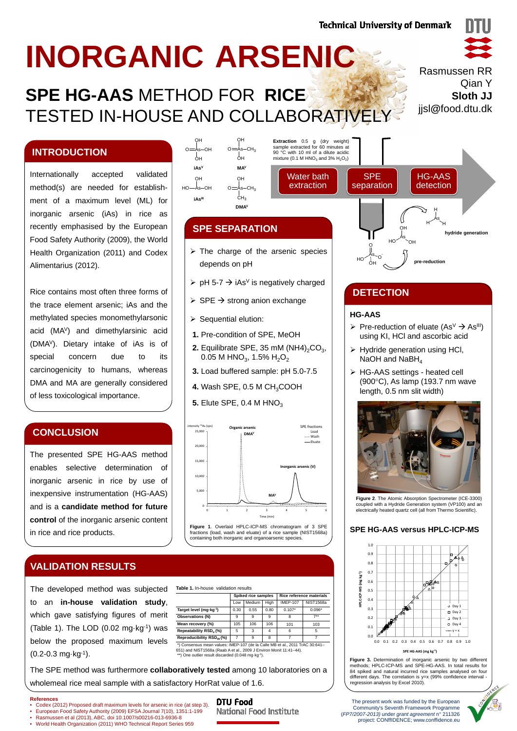Technical University of Denmark

# INORGANIC ARSENIC

## SPE HG-AAS METHOD FOR RICE TESTED IN-HOUSE AND COLLABORATIVELY

Rasmussen RR
Qian Y
**Sloth JJ**
jjsl@food.dtu.dk

## INTRODUCTION

Internationally accepted validated method(s) are needed for establishment of a maximum level (ML) for inorganic arsenic (iAs) in rice as recently emphasised by the European Food Safety Authority (2009), the World Health Organization (2011) and Codex Alimentarius (2012).

Rice contains most often three forms of the trace element arsenic; iAs and the methylated species monomethylarsonic acid ($MA^V$) and dimethylarsinic acid ($DMA^V$). Dietary intake of iAs is of special concern due to its carcinogenicity to humans, whereas DMA and MA are generally considered of less toxicological importance.

$iAs^V$ $MA^V$ $iAs^{III}$ $DMA^V$

**Extraction** 0.5 g (dry weight) sample extracted for 60 minutes at 90 °C with 10 ml of a dilute acidic mixture (0.1 M $HNO_3$ and 3% $H_2O_2$)

Water bath extraction → SPE separation → HG-AAS detection

hydride generation

pre-reduction

## SPE SEPARATION

- The charge of the arsenic species depends on pH
- pH 5-7 → $iAs^V$ is negatively charged
- SPE → strong anion exchange
- Sequential elution:

1. Pre-condition of SPE, MeOH
2. Equilibrate SPE, 35 mM $(NH_4)_2CO_3$, 0.05 M $HNO_3$, 1.5% $H_2O_2$
3. Load buffered sample: pH 5.0-7.5
4. Wash SPE, 0.5 M $CH_3COOH$
5. Elute SPE, 0.4 M $HNO_3$

Intensity $^{75}$As (cps)
25,000
20,000
15,000
10,000
5,000
0
Organic arsenic
$DMA^V$
Inorganic arsenic (V)
$MA^V$
SPE fractions
Load
Wash
Eluate
0 1 2 3 4 5 6
Time (min)

**Figure 1**. Overlaid HPLC-ICP-MS chromatogram of 3 SPE fractions (load, wash and eluate) of a rice sample (NIST1568a) containing both inorganic and organoarsenic species.

## DETECTION

### HG-AAS

- Pre-reduction of eluate ($As^V$ → $As^{III}$) using KI, HCl and ascorbic acid
- Hydride generation using HCl, NaOH and $NaBH_4$
- HG-AAS settings - heated cell (900°C), As lamp (193.7 nm wave length, 0.5 nm slit width)

**Figure 2**. The Atomic Absorption Spectrometer (ICE-3300) coupled with a Hydride Generation system (VP100) and an electrically heated quartz cell (all from Thermo Scientific).

### SPE HG-AAS versus HPLC-ICP-MS

HPLC-ICP-MS (mg kg$^{-1}$)
1.0
0.9
0.8
0.7
0.6
0.5
0.4
0.3
0.2
0.1
0.0
0.0 0.1 0.2 0.3 0.4 0.5 0.6 0.7 0.8 0.9 1.0
SPE HG-AAS (mg kg$^{-1}$)
Day 1
Day 2
Day 3
Day 4
y = x

**Figure 3.** Determination of inorganic arsenic by two different methods; HPLC-ICP-MS and SPE-HG-AAS. In total results for 84 spiked and natural incurred rice samples analysed on four different days. The correlation is y=x (99% confidence interval - regression analysis by Excel 2010).

## CONCLUSION

The presented SPE HG-AAS method enables selective determination of inorganic arsenic in rice by use of inexpensive instrumentation (HG-AAS) and is a **candidate method for future control** of the inorganic arsenic content in rice and rice products.

## VALIDATION RESULTS

The developed method was subjected to an **in-house validation study**, which gave satisfying figures of merit (Table 1). The LOD (0.02 mg·kg$^{-1}$) was below the proposed maximum levels (0.2-0.3 mg·kg$^{-1}$).

**Table 1.** In-house validation results

| | Spiked rice samples | | | Rice reference materials | |
|---|---|---|---|---|---|
| | Low | Medium | High | IMEP-107 | NIST1568a |
| Target level (mg·kg$^{-1}$) | 0.30 | 0.55 | 0.80 | 0.107* | 0.096* |
| Observations (N) | 9 | 9 | 9 | 8 | 7** |
| Mean recovery (%) | 105 | 106 | 106 | 101 | 103 |
| Repeatability $RSD_r$ (%) | 5 | 3 | 4 | 6 | 5 |
| Reproducibility $RSD_{IR}$ (%) | 7 | 9 | 8 | 7 | 7 |

*) Consensus mean values: IMEP-107 (de la Calle MB et al., 2011 TrAC 30:641–651) and NIST1568a (Raab A et al., 2009 J Environ Monit 11:41–44).
**) One outlier result discarded (0.048 mg·kg$^{-1}$).

The SPE method was furthermore **collaboratively tested** among 10 laboratories on a wholemeal rice meal sample with a satisfactory HorRat value of 1.6.

**References**
- Codex (2012) Proposed draft maximum levels for arsenic in rice (at step 3).
- European Food Safety Authority (2009) EFSA Journal 7(10), 1351:1-199
- Rasmussen et al (2013), ABC, doi 10.1007/s00216-013-6936-8
- World Health Organization (2011) WHO Technical Report Series 959

DTU Food
National Food Institute

The present work was funded by the European Community's Seventh Framework Programme (*FP7/2007-2013*) under *grant agreement* n° 211326 project: CONffIDENCE; www.conffidence.eu